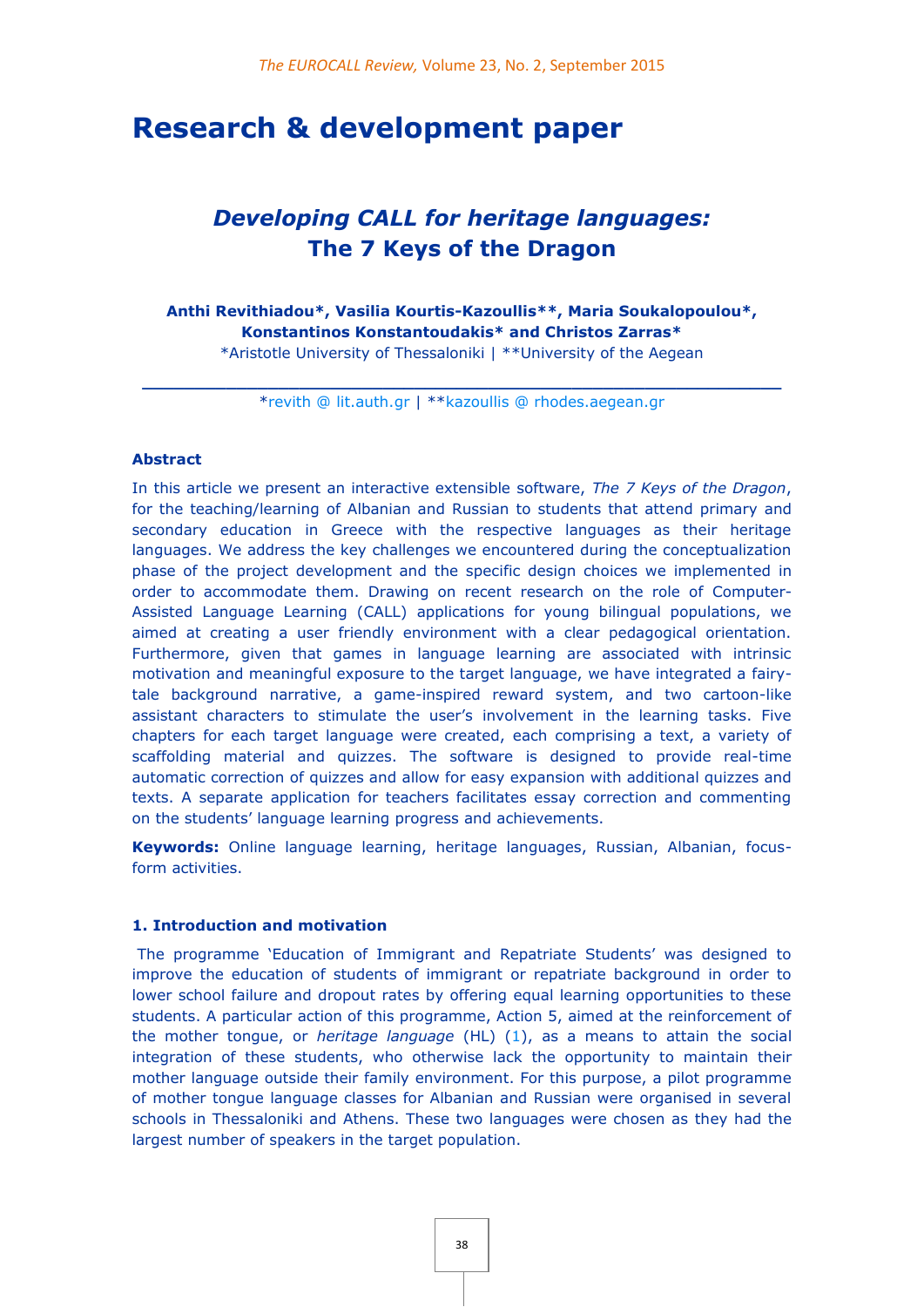# Research & development paper

## *Developing CALL for heritage languages:* The 7 Keys of the Dragon

**Anthi Revithiadou*, Vasilia Kourtis-Kazoullis**, Maria Soukalopoulou*, Konstantinos Konstantoudakis* and Christos Zarras***

*Aristotle University of Thessaloniki | **University of the Aegean

*revith @ lit.auth.gr | **kazoullis @ rhodes.aegean.gr

### Abstract

In this article we present an interactive extensible software, *The 7 Keys of the Dragon*, for the teaching/learning of Albanian and Russian to students that attend primary and secondary education in Greece with the respective languages as their heritage languages. We address the key challenges we encountered during the conceptualization phase of the project development and the specific design choices we implemented in order to accommodate them. Drawing on recent research on the role of Computer-Assisted Language Learning (CALL) applications for young bilingual populations, we aimed at creating a user friendly environment with a clear pedagogical orientation. Furthermore, given that games in language learning are associated with intrinsic motivation and meaningful exposure to the target language, we have integrated a fairy-tale background narrative, a game-inspired reward system, and two cartoon-like assistant characters to stimulate the user's involvement in the learning tasks. Five chapters for each target language were created, each comprising a text, a variety of scaffolding material and quizzes. The software is designed to provide real-time automatic correction of quizzes and allow for easy expansion with additional quizzes and texts. A separate application for teachers facilitates essay correction and commenting on the students' language learning progress and achievements.

**Keywords:** Online language learning, heritage languages, Russian, Albanian, focus-form activities.

### 1. Introduction and motivation

The programme 'Education of Immigrant and Repatriate Students' was designed to improve the education of students of immigrant or repatriate background in order to lower school failure and dropout rates by offering equal learning opportunities to these students. A particular action of this programme, Action 5, aimed at the reinforcement of the mother tongue, or *heritage language* (HL) (1), as a means to attain the social integration of these students, who otherwise lack the opportunity to maintain their mother language outside their family environment. For this purpose, a pilot programme of mother tongue language classes for Albanian and Russian were organised in several schools in Thessaloniki and Athens. These two languages were chosen as they had the largest number of speakers in the target population.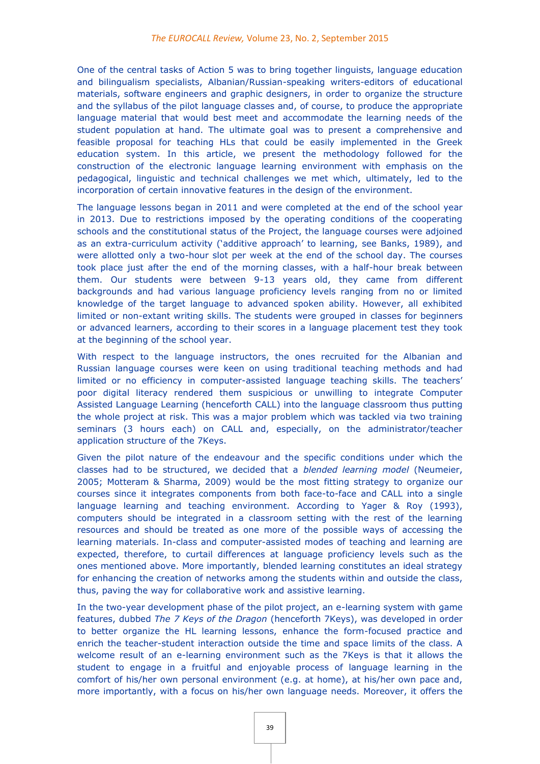One of the central tasks of Action 5 was to bring together linguists, language education and bilingualism specialists, Albanian/Russian-speaking writers-editors of educational materials, software engineers and graphic designers, in order to organize the structure and the syllabus of the pilot language classes and, of course, to produce the appropriate language material that would best meet and accommodate the learning needs of the student population at hand. The ultimate goal was to present a comprehensive and feasible proposal for teaching HLs that could be easily implemented in the Greek education system. In this article, we present the methodology followed for the construction of the electronic language learning environment with emphasis on the pedagogical, linguistic and technical challenges we met which, ultimately, led to the incorporation of certain innovative features in the design of the environment.

The language lessons began in 2011 and were completed at the end of the school year in 2013. Due to restrictions imposed by the operating conditions of the cooperating schools and the constitutional status of the Project, the language courses were adjoined as an extra-curriculum activity ('additive approach' to learning, see Banks, 1989), and were allotted only a two-hour slot per week at the end of the school day. The courses took place just after the end of the morning classes, with a half-hour break between them. Our students were between 9-13 years old, they came from different backgrounds and had various language proficiency levels ranging from no or limited knowledge of the target language to advanced spoken ability. However, all exhibited limited or non-extant writing skills. The students were grouped in classes for beginners or advanced learners, according to their scores in a language placement test they took at the beginning of the school year.

With respect to the language instructors, the ones recruited for the Albanian and Russian language courses were keen on using traditional teaching methods and had limited or no efficiency in computer-assisted language teaching skills. The teachers' poor digital literacy rendered them suspicious or unwilling to integrate Computer Assisted Language Learning (henceforth CALL) into the language classroom thus putting the whole project at risk. This was a major problem which was tackled via two training seminars (3 hours each) on CALL and, especially, on the administrator/teacher application structure of the 7Keys.

Given the pilot nature of the endeavour and the specific conditions under which the classes had to be structured, we decided that a *blended learning model* (Neumeier, 2005; Motteram & Sharma, 2009) would be the most fitting strategy to organize our courses since it integrates components from both face-to-face and CALL into a single language learning and teaching environment. According to Yager & Roy (1993), computers should be integrated in a classroom setting with the rest of the learning resources and should be treated as one more of the possible ways of accessing the learning materials. In-class and computer-assisted modes of teaching and learning are expected, therefore, to curtail differences at language proficiency levels such as the ones mentioned above. More importantly, blended learning constitutes an ideal strategy for enhancing the creation of networks among the students within and outside the class, thus, paving the way for collaborative work and assistive learning.

In the two-year development phase of the pilot project, an e-learning system with game features, dubbed *The 7 Keys of the Dragon* (henceforth 7Keys), was developed in order to better organize the HL learning lessons, enhance the form-focused practice and enrich the teacher-student interaction outside the time and space limits of the class. A welcome result of an e-learning environment such as the 7Keys is that it allows the student to engage in a fruitful and enjoyable process of language learning in the comfort of his/her own personal environment (e.g. at home), at his/her own pace and, more importantly, with a focus on his/her own language needs. Moreover, it offers the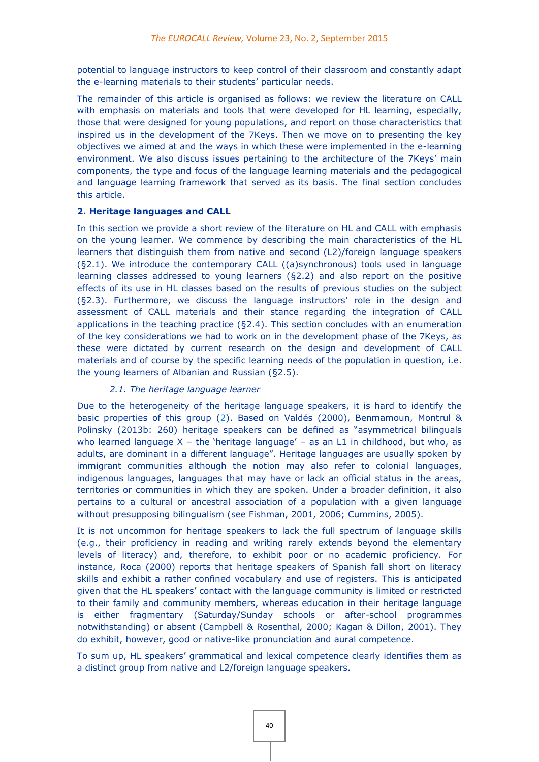potential to language instructors to keep control of their classroom and constantly adapt the e-learning materials to their students' particular needs.

The remainder of this article is organised as follows: we review the literature on CALL with emphasis on materials and tools that were developed for HL learning, especially, those that were designed for young populations, and report on those characteristics that inspired us in the development of the 7Keys. Then we move on to presenting the key objectives we aimed at and the ways in which these were implemented in the e-learning environment. We also discuss issues pertaining to the architecture of the 7Keys' main components, the type and focus of the language learning materials and the pedagogical and language learning framework that served as its basis. The final section concludes this article.

## 2. Heritage languages and CALL

In this section we provide a short review of the literature on HL and CALL with emphasis on the young learner. We commence by describing the main characteristics of the HL learners that distinguish them from native and second (L2)/foreign language speakers (§2.1). We introduce the contemporary CALL ((a)synchronous) tools used in language learning classes addressed to young learners (§2.2) and also report on the positive effects of its use in HL classes based on the results of previous studies on the subject (§2.3). Furthermore, we discuss the language instructors' role in the design and assessment of CALL materials and their stance regarding the integration of CALL applications in the teaching practice (§2.4). This section concludes with an enumeration of the key considerations we had to work on in the development phase of the 7Keys, as these were dictated by current research on the design and development of CALL materials and of course by the specific learning needs of the population in question, i.e. the young learners of Albanian and Russian (§2.5).

### *2.1. The heritage language learner*

Due to the heterogeneity of the heritage language speakers, it is hard to identify the basic properties of this group (2). Based on Valdés (2000), Benmamoun, Montrul & Polinsky (2013b: 260) heritage speakers can be defined as "asymmetrical bilinguals who learned language X – the 'heritage language' – as an L1 in childhood, but who, as adults, are dominant in a different language". Heritage languages are usually spoken by immigrant communities although the notion may also refer to colonial languages, indigenous languages, languages that may have or lack an official status in the areas, territories or communities in which they are spoken. Under a broader definition, it also pertains to a cultural or ancestral association of a population with a given language without presupposing bilingualism (see Fishman, 2001, 2006; Cummins, 2005).

It is not uncommon for heritage speakers to lack the full spectrum of language skills (e.g., their proficiency in reading and writing rarely extends beyond the elementary levels of literacy) and, therefore, to exhibit poor or no academic proficiency. For instance, Roca (2000) reports that heritage speakers of Spanish fall short on literacy skills and exhibit a rather confined vocabulary and use of registers. This is anticipated given that the HL speakers' contact with the language community is limited or restricted to their family and community members, whereas education in their heritage language is either fragmentary (Saturday/Sunday schools or after-school programmes notwithstanding) or absent (Campbell & Rosenthal, 2000; Kagan & Dillon, 2001). They do exhibit, however, good or native-like pronunciation and aural competence.

To sum up, HL speakers' grammatical and lexical competence clearly identifies them as a distinct group from native and L2/foreign language speakers.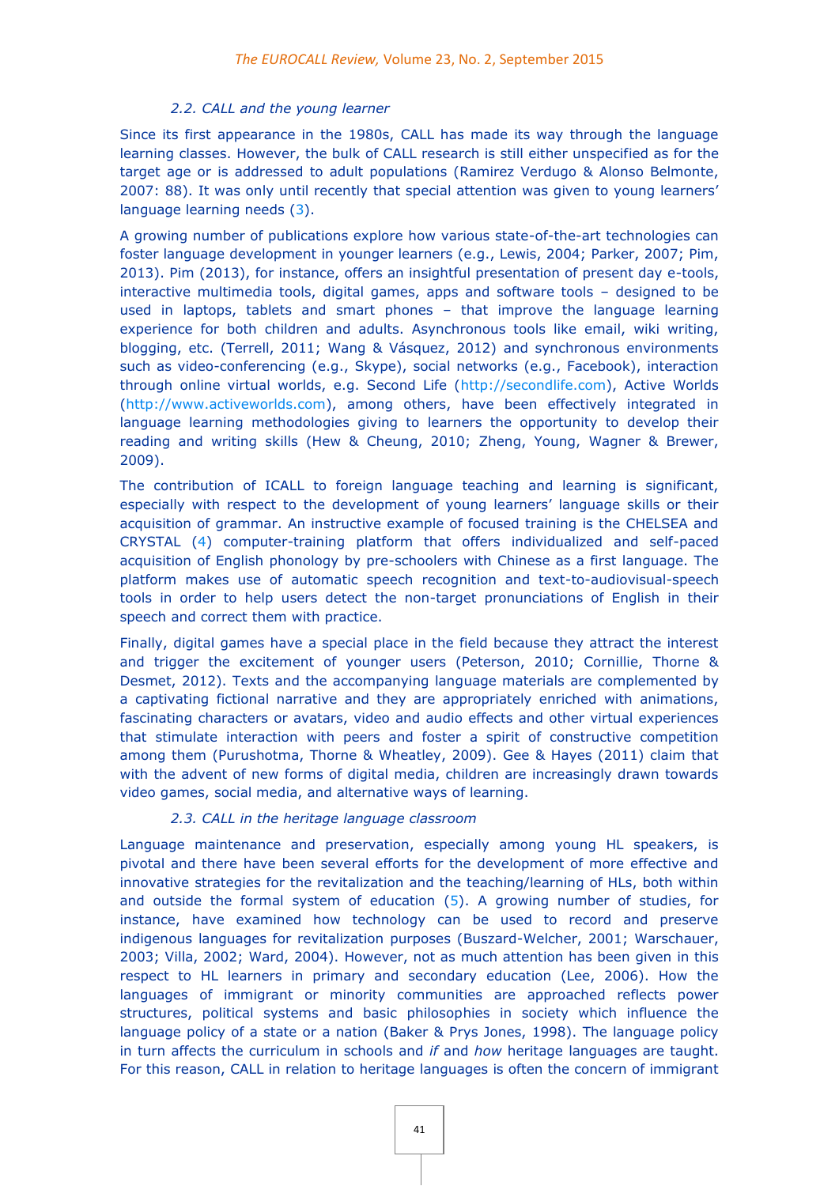### *2.2. CALL and the young learner*

Since its first appearance in the 1980s, CALL has made its way through the language learning classes. However, the bulk of CALL research is still either unspecified as for the target age or is addressed to adult populations (Ramirez Verdugo & Alonso Belmonte, 2007: 88). It was only until recently that special attention was given to young learners' language learning needs (3).

A growing number of publications explore how various state-of-the-art technologies can foster language development in younger learners (e.g., Lewis, 2004; Parker, 2007; Pim, 2013). Pim (2013), for instance, offers an insightful presentation of present day e-tools, interactive multimedia tools, digital games, apps and software tools – designed to be used in laptops, tablets and smart phones – that improve the language learning experience for both children and adults. Asynchronous tools like email, wiki writing, blogging, etc. (Terrell, 2011; Wang & Vásquez, 2012) and synchronous environments such as video-conferencing (e.g., Skype), social networks (e.g., Facebook), interaction through online virtual worlds, e.g. Second Life (http://secondlife.com), Active Worlds (http://www.activeworlds.com), among others, have been effectively integrated in language learning methodologies giving to learners the opportunity to develop their reading and writing skills (Hew & Cheung, 2010; Zheng, Young, Wagner & Brewer, 2009).

The contribution of ICALL to foreign language teaching and learning is significant, especially with respect to the development of young learners' language skills or their acquisition of grammar. An instructive example of focused training is the CHELSEA and CRYSTAL (4) computer-training platform that offers individualized and self-paced acquisition of English phonology by pre-schoolers with Chinese as a first language. The platform makes use of automatic speech recognition and text-to-audiovisual-speech tools in order to help users detect the non-target pronunciations of English in their speech and correct them with practice.

Finally, digital games have a special place in the field because they attract the interest and trigger the excitement of younger users (Peterson, 2010; Cornillie, Thorne & Desmet, 2012). Texts and the accompanying language materials are complemented by a captivating fictional narrative and they are appropriately enriched with animations, fascinating characters or avatars, video and audio effects and other virtual experiences that stimulate interaction with peers and foster a spirit of constructive competition among them (Purushotma, Thorne & Wheatley, 2009). Gee & Hayes (2011) claim that with the advent of new forms of digital media, children are increasingly drawn towards video games, social media, and alternative ways of learning.

### *2.3. CALL in the heritage language classroom*

Language maintenance and preservation, especially among young HL speakers, is pivotal and there have been several efforts for the development of more effective and innovative strategies for the revitalization and the teaching/learning of HLs, both within and outside the formal system of education (5). A growing number of studies, for instance, have examined how technology can be used to record and preserve indigenous languages for revitalization purposes (Buszard-Welcher, 2001; Warschauer, 2003; Villa, 2002; Ward, 2004). However, not as much attention has been given in this respect to HL learners in primary and secondary education (Lee, 2006). How the languages of immigrant or minority communities are approached reflects power structures, political systems and basic philosophies in society which influence the language policy of a state or a nation (Baker & Prys Jones, 1998). The language policy in turn affects the curriculum in schools and *if* and *how* heritage languages are taught. For this reason, CALL in relation to heritage languages is often the concern of immigrant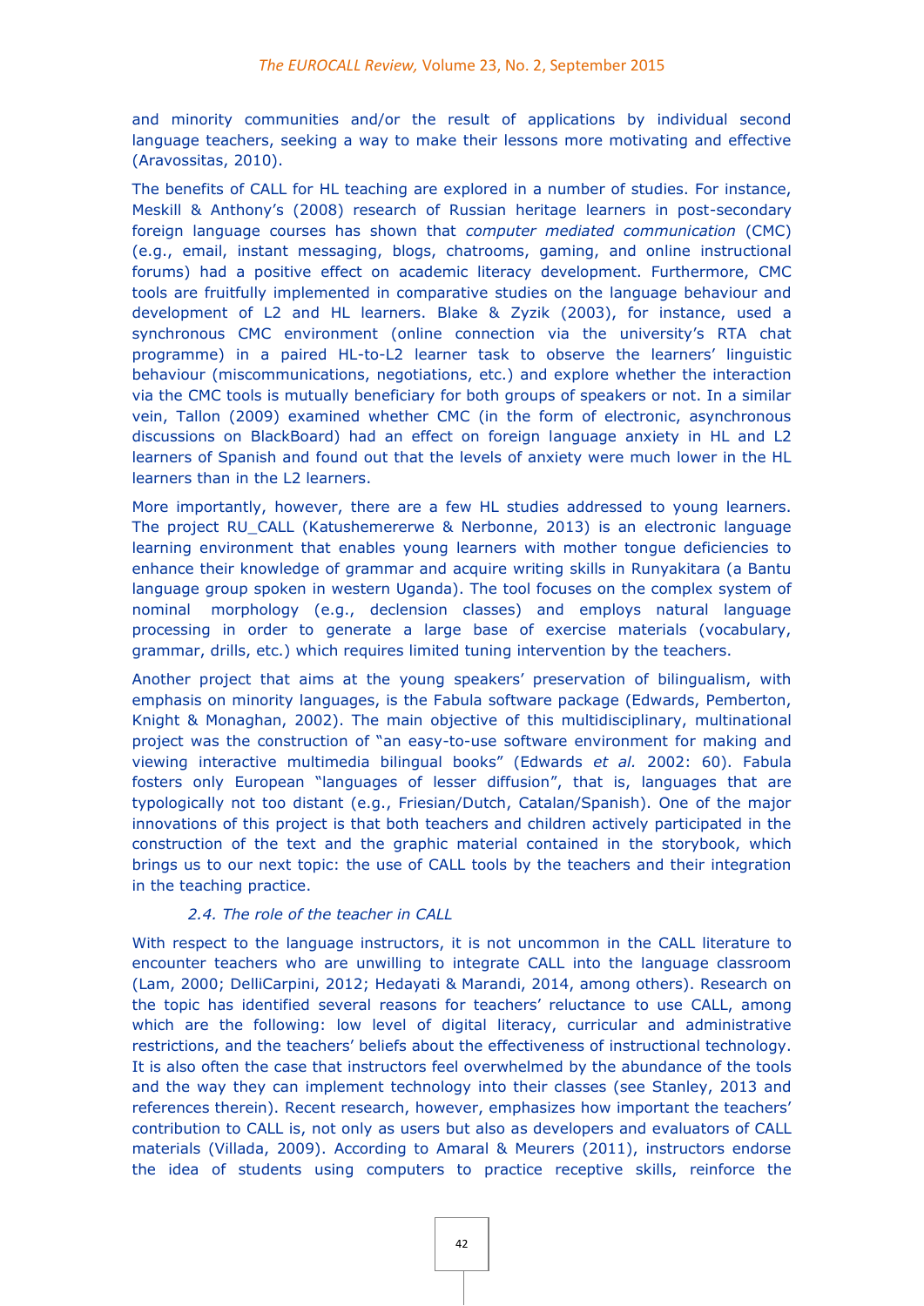and minority communities and/or the result of applications by individual second language teachers, seeking a way to make their lessons more motivating and effective (Aravossitas, 2010).

The benefits of CALL for HL teaching are explored in a number of studies. For instance, Meskill & Anthony's (2008) research of Russian heritage learners in post-secondary foreign language courses has shown that *computer mediated communication* (CMC) (e.g., email, instant messaging, blogs, chatrooms, gaming, and online instructional forums) had a positive effect on academic literacy development. Furthermore, CMC tools are fruitfully implemented in comparative studies on the language behaviour and development of L2 and HL learners. Blake & Zyzik (2003), for instance, used a synchronous CMC environment (online connection via the university's RTA chat programme) in a paired HL-to-L2 learner task to observe the learners' linguistic behaviour (miscommunications, negotiations, etc.) and explore whether the interaction via the CMC tools is mutually beneficiary for both groups of speakers or not. In a similar vein, Tallon (2009) examined whether CMC (in the form of electronic, asynchronous discussions on BlackBoard) had an effect on foreign language anxiety in HL and L2 learners of Spanish and found out that the levels of anxiety were much lower in the HL learners than in the L2 learners.

More importantly, however, there are a few HL studies addressed to young learners. The project RU_CALL (Katushemererwe & Nerbonne, 2013) is an electronic language learning environment that enables young learners with mother tongue deficiencies to enhance their knowledge of grammar and acquire writing skills in Runyakitara (a Bantu language group spoken in western Uganda). The tool focuses on the complex system of nominal morphology (e.g., declension classes) and employs natural language processing in order to generate a large base of exercise materials (vocabulary, grammar, drills, etc.) which requires limited tuning intervention by the teachers.

Another project that aims at the young speakers' preservation of bilingualism, with emphasis on minority languages, is the Fabula software package (Edwards, Pemberton, Knight & Monaghan, 2002). The main objective of this multidisciplinary, multinational project was the construction of "an easy-to-use software environment for making and viewing interactive multimedia bilingual books" (Edwards *et al.* 2002: 60). Fabula fosters only European "languages of lesser diffusion", that is, languages that are typologically not too distant (e.g., Friesian/Dutch, Catalan/Spanish). One of the major innovations of this project is that both teachers and children actively participated in the construction of the text and the graphic material contained in the storybook, which brings us to our next topic: the use of CALL tools by the teachers and their integration in the teaching practice.

### *2.4. The role of the teacher in CALL*

With respect to the language instructors, it is not uncommon in the CALL literature to encounter teachers who are unwilling to integrate CALL into the language classroom (Lam, 2000; DelliCarpini, 2012; Hedayati & Marandi, 2014, among others). Research on the topic has identified several reasons for teachers' reluctance to use CALL, among which are the following: low level of digital literacy, curricular and administrative restrictions, and the teachers' beliefs about the effectiveness of instructional technology. It is also often the case that instructors feel overwhelmed by the abundance of the tools and the way they can implement technology into their classes (see Stanley, 2013 and references therein). Recent research, however, emphasizes how important the teachers' contribution to CALL is, not only as users but also as developers and evaluators of CALL materials (Villada, 2009). According to Amaral & Meurers (2011), instructors endorse the idea of students using computers to practice receptive skills, reinforce the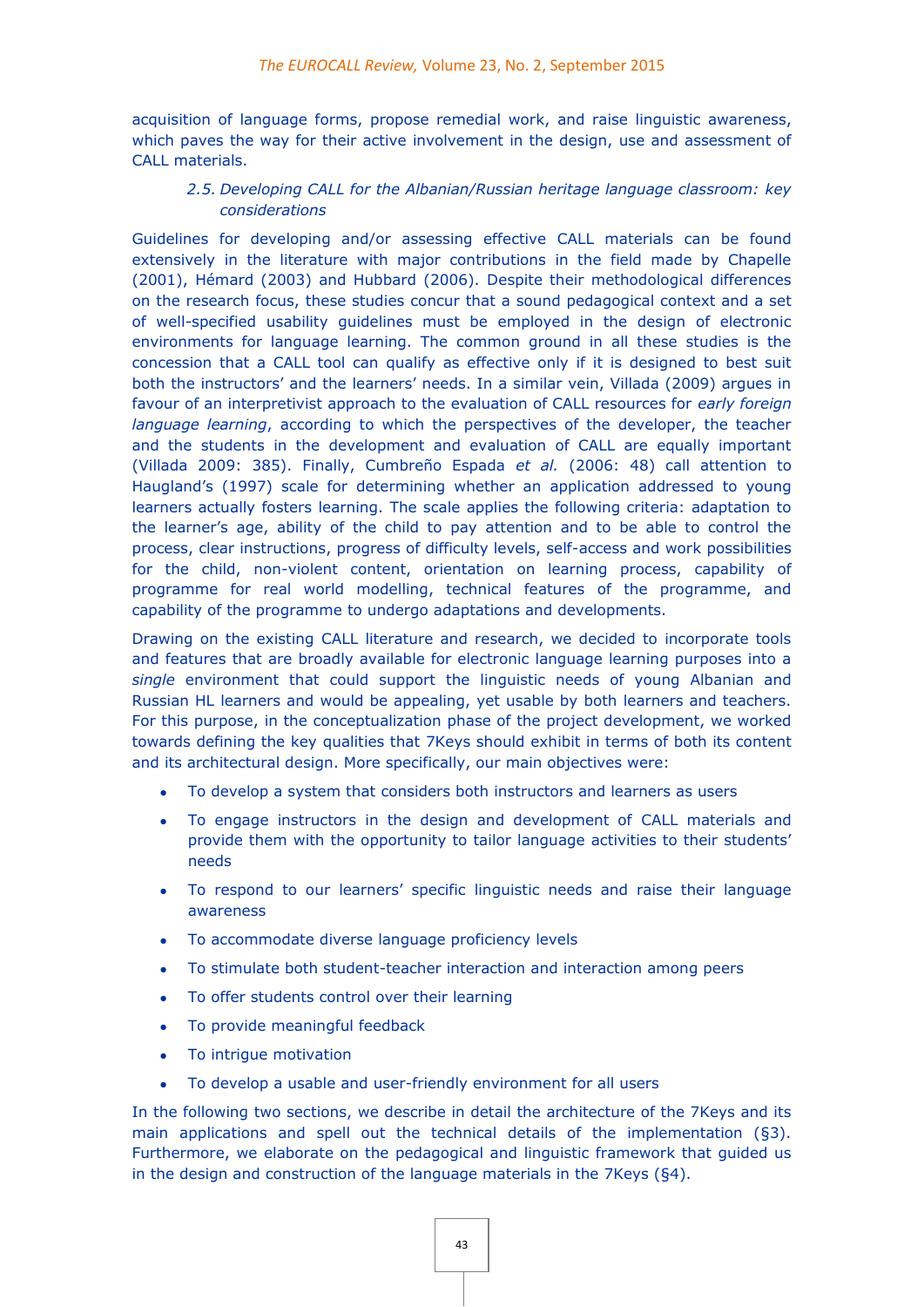acquisition of language forms, propose remedial work, and raise linguistic awareness, which paves the way for their active involvement in the design, use and assessment of CALL materials.

### *2.5. Developing CALL for the Albanian/Russian heritage language classroom: key considerations*

Guidelines for developing and/or assessing effective CALL materials can be found extensively in the literature with major contributions in the field made by Chapelle (2001), Hémard (2003) and Hubbard (2006). Despite their methodological differences on the research focus, these studies concur that a sound pedagogical context and a set of well-specified usability guidelines must be employed in the design of electronic environments for language learning. The common ground in all these studies is the concession that a CALL tool can qualify as effective only if it is designed to best suit both the instructors' and the learners' needs. In a similar vein, Villada (2009) argues in favour of an interpretivist approach to the evaluation of CALL resources for *early foreign language learning*, according to which the perspectives of the developer, the teacher and the students in the development and evaluation of CALL are equally important (Villada 2009: 385). Finally, Cumbreño Espada *et al.* (2006: 48) call attention to Haugland's (1997) scale for determining whether an application addressed to young learners actually fosters learning. The scale applies the following criteria: adaptation to the learner's age, ability of the child to pay attention and to be able to control the process, clear instructions, progress of difficulty levels, self-access and work possibilities for the child, non-violent content, orientation on learning process, capability of programme for real world modelling, technical features of the programme, and capability of the programme to undergo adaptations and developments.

Drawing on the existing CALL literature and research, we decided to incorporate tools and features that are broadly available for electronic language learning purposes into a *single* environment that could support the linguistic needs of young Albanian and Russian HL learners and would be appealing, yet usable by both learners and teachers. For this purpose, in the conceptualization phase of the project development, we worked towards defining the key qualities that 7Keys should exhibit in terms of both its content and its architectural design. More specifically, our main objectives were:

- To develop a system that considers both instructors and learners as users
- To engage instructors in the design and development of CALL materials and provide them with the opportunity to tailor language activities to their students' needs
- To respond to our learners' specific linguistic needs and raise their language awareness
- To accommodate diverse language proficiency levels
- To stimulate both student-teacher interaction and interaction among peers
- To offer students control over their learning
- To provide meaningful feedback
- To intrigue motivation
- To develop a usable and user-friendly environment for all users

In the following two sections, we describe in detail the architecture of the 7Keys and its main applications and spell out the technical details of the implementation (§3). Furthermore, we elaborate on the pedagogical and linguistic framework that guided us in the design and construction of the language materials in the 7Keys (§4).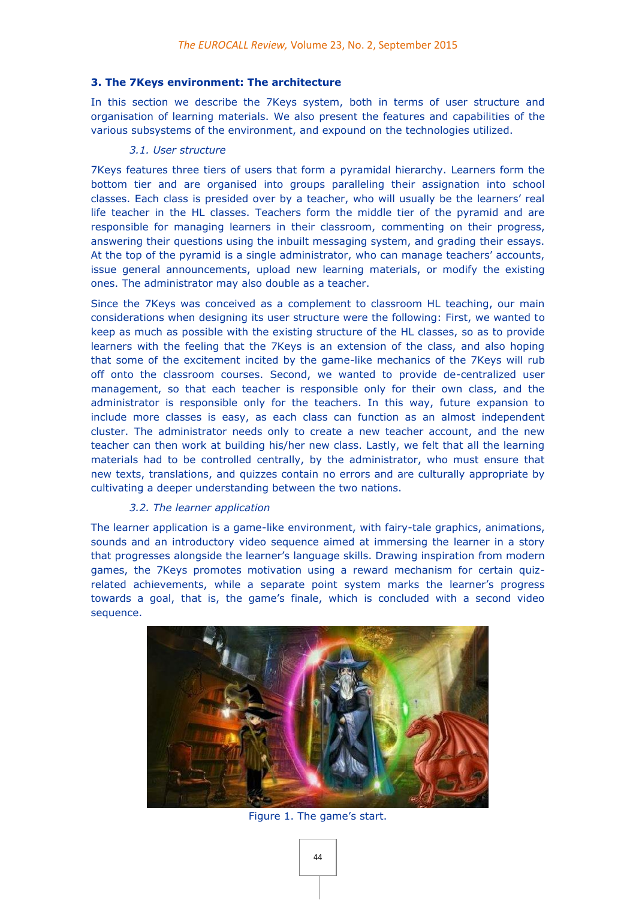## 3. The 7Keys environment: The architecture

In this section we describe the 7Keys system, both in terms of user structure and organisation of learning materials. We also present the features and capabilities of the various subsystems of the environment, and expound on the technologies utilized.

### *3.1. User structure*

7Keys features three tiers of users that form a pyramidal hierarchy. Learners form the bottom tier and are organised into groups paralleling their assignation into school classes. Each class is presided over by a teacher, who will usually be the learners' real life teacher in the HL classes. Teachers form the middle tier of the pyramid and are responsible for managing learners in their classroom, commenting on their progress, answering their questions using the inbuilt messaging system, and grading their essays. At the top of the pyramid is a single administrator, who can manage teachers' accounts, issue general announcements, upload new learning materials, or modify the existing ones. The administrator may also double as a teacher.

Since the 7Keys was conceived as a complement to classroom HL teaching, our main considerations when designing its user structure were the following: First, we wanted to keep as much as possible with the existing structure of the HL classes, so as to provide learners with the feeling that the 7Keys is an extension of the class, and also hoping that some of the excitement incited by the game-like mechanics of the 7Keys will rub off onto the classroom courses. Second, we wanted to provide de-centralized user management, so that each teacher is responsible only for their own class, and the administrator is responsible only for the teachers. In this way, future expansion to include more classes is easy, as each class can function as an almost independent cluster. The administrator needs only to create a new teacher account, and the new teacher can then work at building his/her new class. Lastly, we felt that all the learning materials had to be controlled centrally, by the administrator, who must ensure that new texts, translations, and quizzes contain no errors and are culturally appropriate by cultivating a deeper understanding between the two nations.

### *3.2. The learner application*

The learner application is a game-like environment, with fairy-tale graphics, animations, sounds and an introductory video sequence aimed at immersing the learner in a story that progresses alongside the learner's language skills. Drawing inspiration from modern games, the 7Keys promotes motivation using a reward mechanism for certain quiz-related achievements, while a separate point system marks the learner's progress towards a goal, that is, the game's finale, which is concluded with a second video sequence.

Figure 1. The game's start.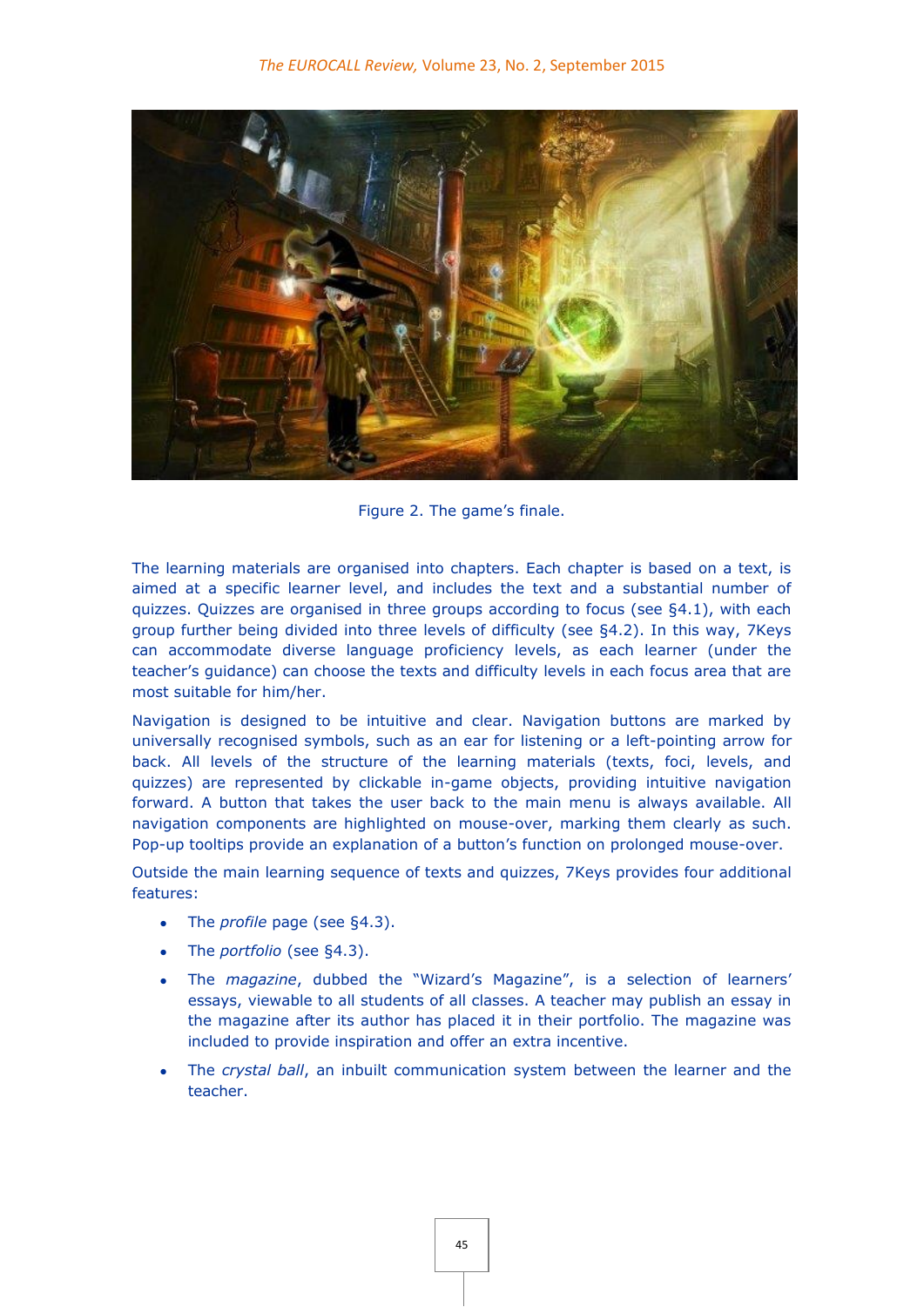Figure 2. The game's finale.

The learning materials are organised into chapters. Each chapter is based on a text, is aimed at a specific learner level, and includes the text and a substantial number of quizzes. Quizzes are organised in three groups according to focus (see §4.1), with each group further being divided into three levels of difficulty (see §4.2). In this way, 7Keys can accommodate diverse language proficiency levels, as each learner (under the teacher's guidance) can choose the texts and difficulty levels in each focus area that are most suitable for him/her.

Navigation is designed to be intuitive and clear. Navigation buttons are marked by universally recognised symbols, such as an ear for listening or a left-pointing arrow for back. All levels of the structure of the learning materials (texts, foci, levels, and quizzes) are represented by clickable in-game objects, providing intuitive navigation forward. A button that takes the user back to the main menu is always available. All navigation components are highlighted on mouse-over, marking them clearly as such. Pop-up tooltips provide an explanation of a button's function on prolonged mouse-over.

Outside the main learning sequence of texts and quizzes, 7Keys provides four additional features:

- The *profile* page (see §4.3).
- The *portfolio* (see §4.3).
- The *magazine*, dubbed the "Wizard's Magazine", is a selection of learners' essays, viewable to all students of all classes. A teacher may publish an essay in the magazine after its author has placed it in their portfolio. The magazine was included to provide inspiration and offer an extra incentive.
- The *crystal ball*, an inbuilt communication system between the learner and the teacher.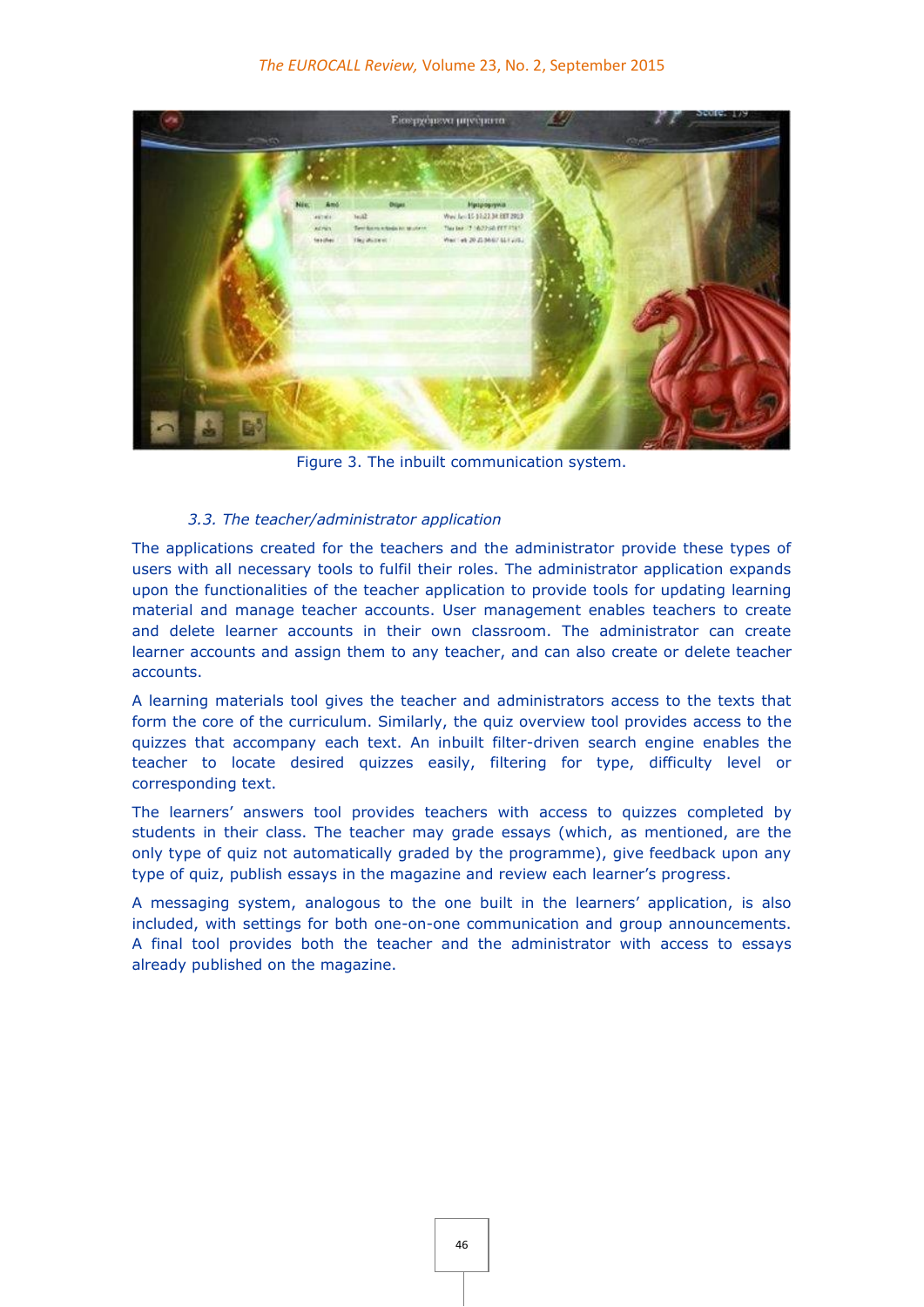Figure 3. The inbuilt communication system.

### *3.3. The teacher/administrator application*

The applications created for the teachers and the administrator provide these types of users with all necessary tools to fulfil their roles. The administrator application expands upon the functionalities of the teacher application to provide tools for updating learning material and manage teacher accounts. User management enables teachers to create and delete learner accounts in their own classroom. The administrator can create learner accounts and assign them to any teacher, and can also create or delete teacher accounts.

A learning materials tool gives the teacher and administrators access to the texts that form the core of the curriculum. Similarly, the quiz overview tool provides access to the quizzes that accompany each text. An inbuilt filter-driven search engine enables the teacher to locate desired quizzes easily, filtering for type, difficulty level or corresponding text.

The learners' answers tool provides teachers with access to quizzes completed by students in their class. The teacher may grade essays (which, as mentioned, are the only type of quiz not automatically graded by the programme), give feedback upon any type of quiz, publish essays in the magazine and review each learner's progress.

A messaging system, analogous to the one built in the learners' application, is also included, with settings for both one-on-one communication and group announcements. A final tool provides both the teacher and the administrator with access to essays already published on the magazine.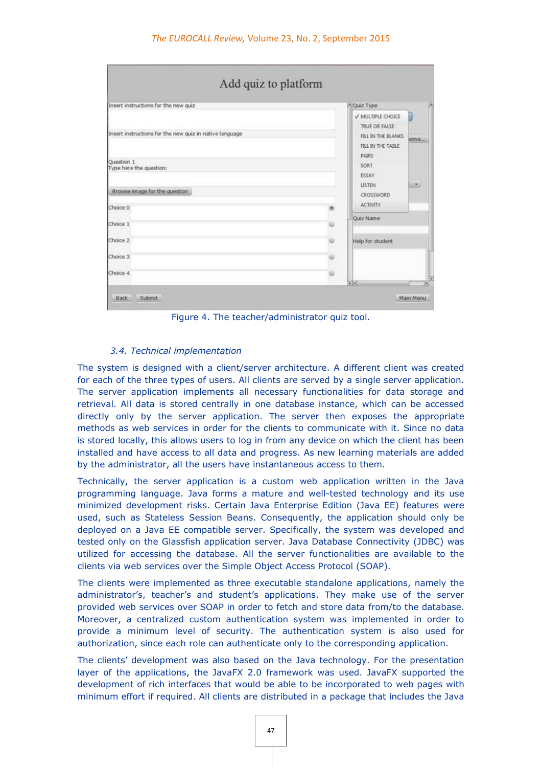Figure 4. The teacher/administrator quiz tool.

### *3.4. Technical implementation*

The system is designed with a client/server architecture. A different client was created for each of the three types of users. All clients are served by a single server application. The server application implements all necessary functionalities for data storage and retrieval. All data is stored centrally in one database instance, which can be accessed directly only by the server application. The server then exposes the appropriate methods as web services in order for the clients to communicate with it. Since no data is stored locally, this allows users to log in from any device on which the client has been installed and have access to all data and progress. As new learning materials are added by the administrator, all the users have instantaneous access to them.

Technically, the server application is a custom web application written in the Java programming language. Java forms a mature and well-tested technology and its use minimized development risks. Certain Java Enterprise Edition (Java EE) features were used, such as Stateless Session Beans. Consequently, the application should only be deployed on a Java EE compatible server. Specifically, the system was developed and tested only on the Glassfish application server. Java Database Connectivity (JDBC) was utilized for accessing the database. All the server functionalities are available to the clients via web services over the Simple Object Access Protocol (SOAP).

The clients were implemented as three executable standalone applications, namely the administrator's, teacher's and student's applications. They make use of the server provided web services over SOAP in order to fetch and store data from/to the database. Moreover, a centralized custom authentication system was implemented in order to provide a minimum level of security. The authentication system is also used for authorization, since each role can authenticate only to the corresponding application.

The clients' development was also based on the Java technology. For the presentation layer of the applications, the JavaFX 2.0 framework was used. JavaFX supported the development of rich interfaces that would be able to be incorporated to web pages with minimum effort if required. All clients are distributed in a package that includes the Java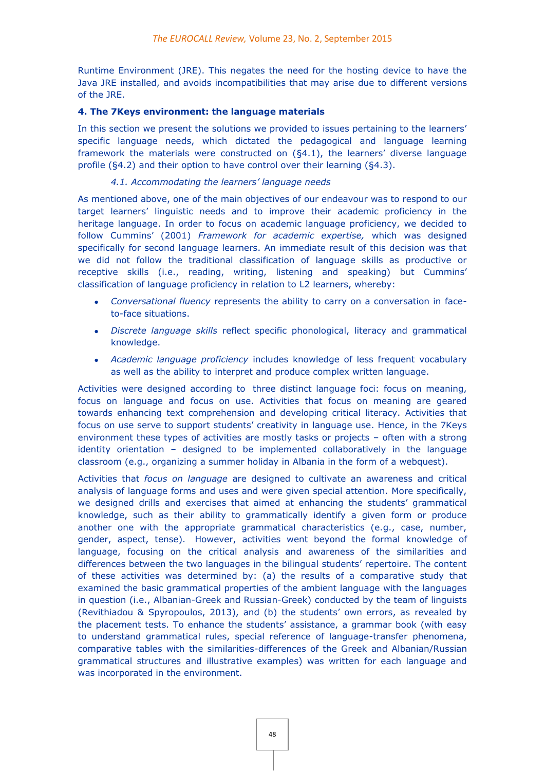Runtime Environment (JRE). This negates the need for the hosting device to have the Java JRE installed, and avoids incompatibilities that may arise due to different versions of the JRE.

### 4. The 7Keys environment: the language materials

In this section we present the solutions we provided to issues pertaining to the learners' specific language needs, which dictated the pedagogical and language learning framework the materials were constructed on (§4.1), the learners' diverse language profile (§4.2) and their option to have control over their learning (§4.3).

#### *4.1. Accommodating the learners' language needs*

As mentioned above, one of the main objectives of our endeavour was to respond to our target learners' linguistic needs and to improve their academic proficiency in the heritage language. In order to focus on academic language proficiency, we decided to follow Cummins' (2001) *Framework for academic expertise,* which was designed specifically for second language learners. An immediate result of this decision was that we did not follow the traditional classification of language skills as productive or receptive skills (i.e., reading, writing, listening and speaking) but Cummins' classification of language proficiency in relation to L2 learners, whereby:

- *Conversational fluency* represents the ability to carry on a conversation in face-to-face situations.
- *Discrete language skills* reflect specific phonological, literacy and grammatical knowledge.
- *Academic language proficiency* includes knowledge of less frequent vocabulary as well as the ability to interpret and produce complex written language.

Activities were designed according to three distinct language foci: focus on meaning, focus on language and focus on use. Activities that focus on meaning are geared towards enhancing text comprehension and developing critical literacy. Activities that focus on use serve to support students' creativity in language use. Hence, in the 7Keys environment these types of activities are mostly tasks or projects – often with a strong identity orientation – designed to be implemented collaboratively in the language classroom (e.g., organizing a summer holiday in Albania in the form of a webquest).

Activities that *focus on language* are designed to cultivate an awareness and critical analysis of language forms and uses and were given special attention. More specifically, we designed drills and exercises that aimed at enhancing the students' grammatical knowledge, such as their ability to grammatically identify a given form or produce another one with the appropriate grammatical characteristics (e.g., case, number, gender, aspect, tense). However, activities went beyond the formal knowledge of language, focusing on the critical analysis and awareness of the similarities and differences between the two languages in the bilingual students' repertoire. The content of these activities was determined by: (a) the results of a comparative study that examined the basic grammatical properties of the ambient language with the languages in question (i.e., Albanian-Greek and Russian-Greek) conducted by the team of linguists (Revithiadou & Spyropoulos, 2013), and (b) the students' own errors, as revealed by the placement tests. To enhance the students' assistance, a grammar book (with easy to understand grammatical rules, special reference of language-transfer phenomena, comparative tables with the similarities-differences of the Greek and Albanian/Russian grammatical structures and illustrative examples) was written for each language and was incorporated in the environment.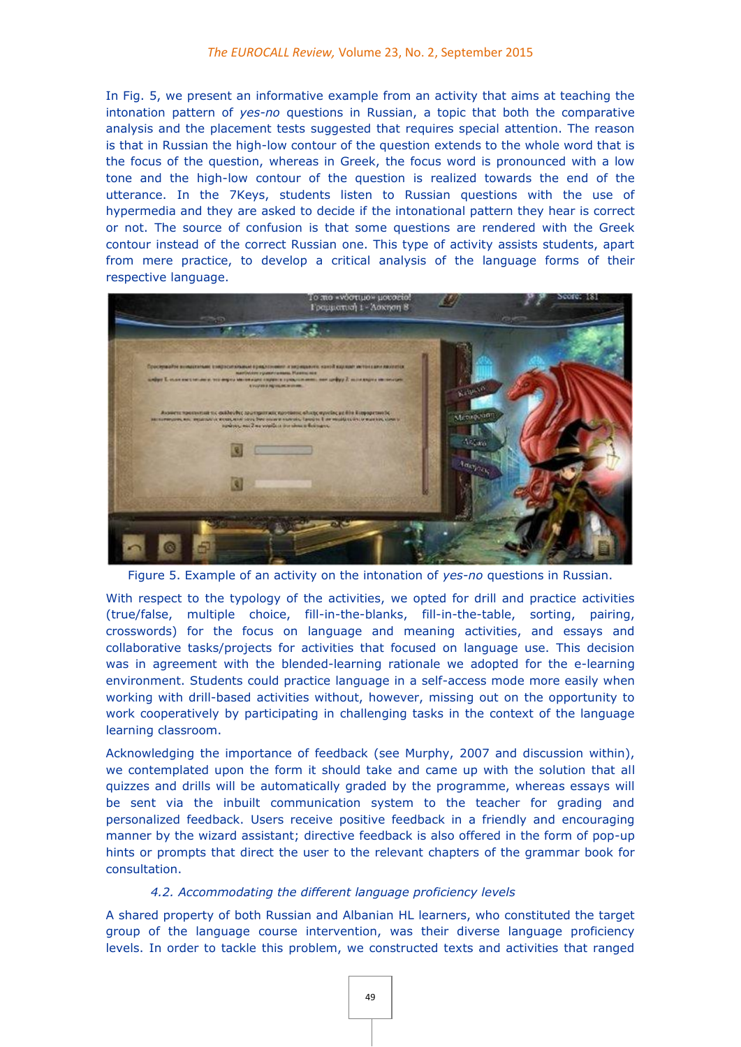In Fig. 5, we present an informative example from an activity that aims at teaching the intonation pattern of *yes-no* questions in Russian, a topic that both the comparative analysis and the placement tests suggested that requires special attention. The reason is that in Russian the high-low contour of the question extends to the whole word that is the focus of the question, whereas in Greek, the focus word is pronounced with a low tone and the high-low contour of the question is realized towards the end of the utterance. In the 7Keys, students listen to Russian questions with the use of hypermedia and they are asked to decide if the intonational pattern they hear is correct or not. The source of confusion is that some questions are rendered with the Greek contour instead of the correct Russian one. This type of activity assists students, apart from mere practice, to develop a critical analysis of the language forms of their respective language.

Figure 5. Example of an activity on the intonation of *yes-no* questions in Russian.

With respect to the typology of the activities, we opted for drill and practice activities (true/false, multiple choice, fill-in-the-blanks, fill-in-the-table, sorting, pairing, crosswords) for the focus on language and meaning activities, and essays and collaborative tasks/projects for activities that focused on language use. This decision was in agreement with the blended-learning rationale we adopted for the e-learning environment. Students could practice language in a self-access mode more easily when working with drill-based activities without, however, missing out on the opportunity to work cooperatively by participating in challenging tasks in the context of the language learning classroom.

Acknowledging the importance of feedback (see Murphy, 2007 and discussion within), we contemplated upon the form it should take and came up with the solution that all quizzes and drills will be automatically graded by the programme, whereas essays will be sent via the inbuilt communication system to the teacher for grading and personalized feedback. Users receive positive feedback in a friendly and encouraging manner by the wizard assistant; directive feedback is also offered in the form of pop-up hints or prompts that direct the user to the relevant chapters of the grammar book for consultation.

### *4.2. Accommodating the different language proficiency levels*

A shared property of both Russian and Albanian HL learners, who constituted the target group of the language course intervention, was their diverse language proficiency levels. In order to tackle this problem, we constructed texts and activities that ranged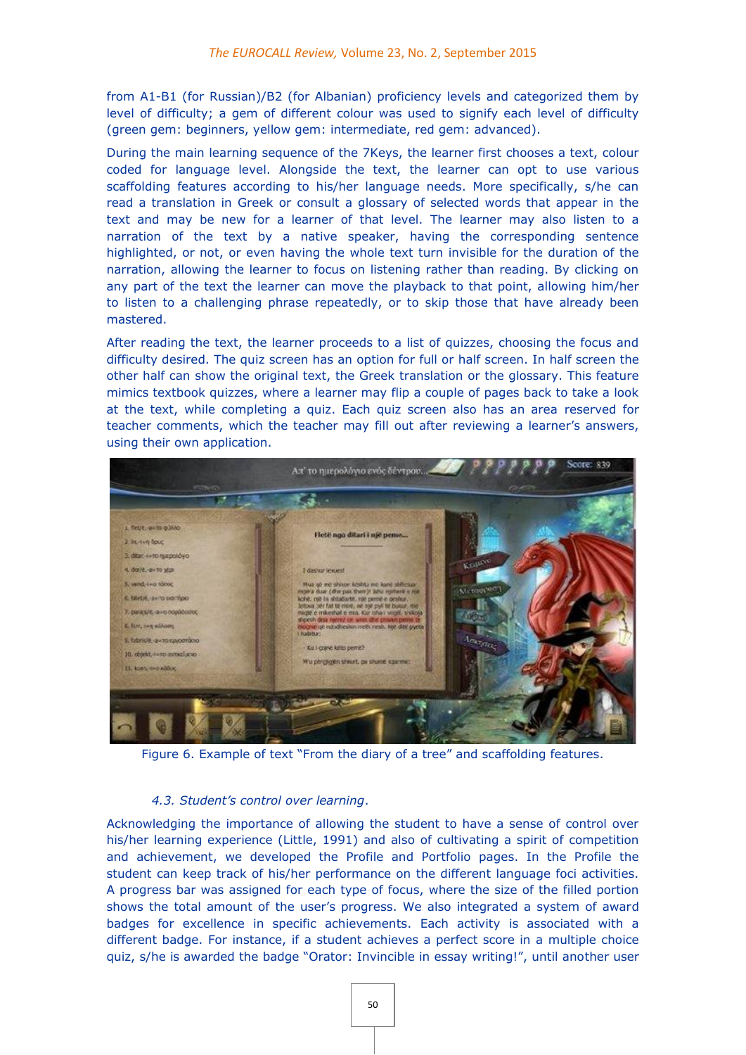from A1-B1 (for Russian)/B2 (for Albanian) proficiency levels and categorized them by level of difficulty; a gem of different colour was used to signify each level of difficulty (green gem: beginners, yellow gem: intermediate, red gem: advanced).

During the main learning sequence of the 7Keys, the learner first chooses a text, colour coded for language level. Alongside the text, the learner can opt to use various scaffolding features according to his/her language needs. More specifically, s/he can read a translation in Greek or consult a glossary of selected words that appear in the text and may be new for a learner of that level. The learner may also listen to a narration of the text by a native speaker, having the corresponding sentence highlighted, or not, or even having the whole text turn invisible for the duration of the narration, allowing the learner to focus on listening rather than reading. By clicking on any part of the text the learner can move the playback to that point, allowing him/her to listen to a challenging phrase repeatedly, or to skip those that have already been mastered.

After reading the text, the learner proceeds to a list of quizzes, choosing the focus and difficulty desired. The quiz screen has an option for full or half screen. In half screen the other half can show the original text, the Greek translation or the glossary. This feature mimics textbook quizzes, where a learner may flip a couple of pages back to take a look at the text, while completing a quiz. Each quiz screen also has an area reserved for teacher comments, which the teacher may fill out after reviewing a learner's answers, using their own application.

Figure 6. Example of text "From the diary of a tree" and scaffolding features.

### *4.3. Student's control over learning.*

Acknowledging the importance of allowing the student to have a sense of control over his/her learning experience (Little, 1991) and also of cultivating a spirit of competition and achievement, we developed the Profile and Portfolio pages. In the Profile the student can keep track of his/her performance on the different language foci activities. A progress bar was assigned for each type of focus, where the size of the filled portion shows the total amount of the user's progress. We also integrated a system of award badges for excellence in specific achievements. Each activity is associated with a different badge. For instance, if a student achieves a perfect score in a multiple choice quiz, s/he is awarded the badge "Orator: Invincible in essay writing!", until another user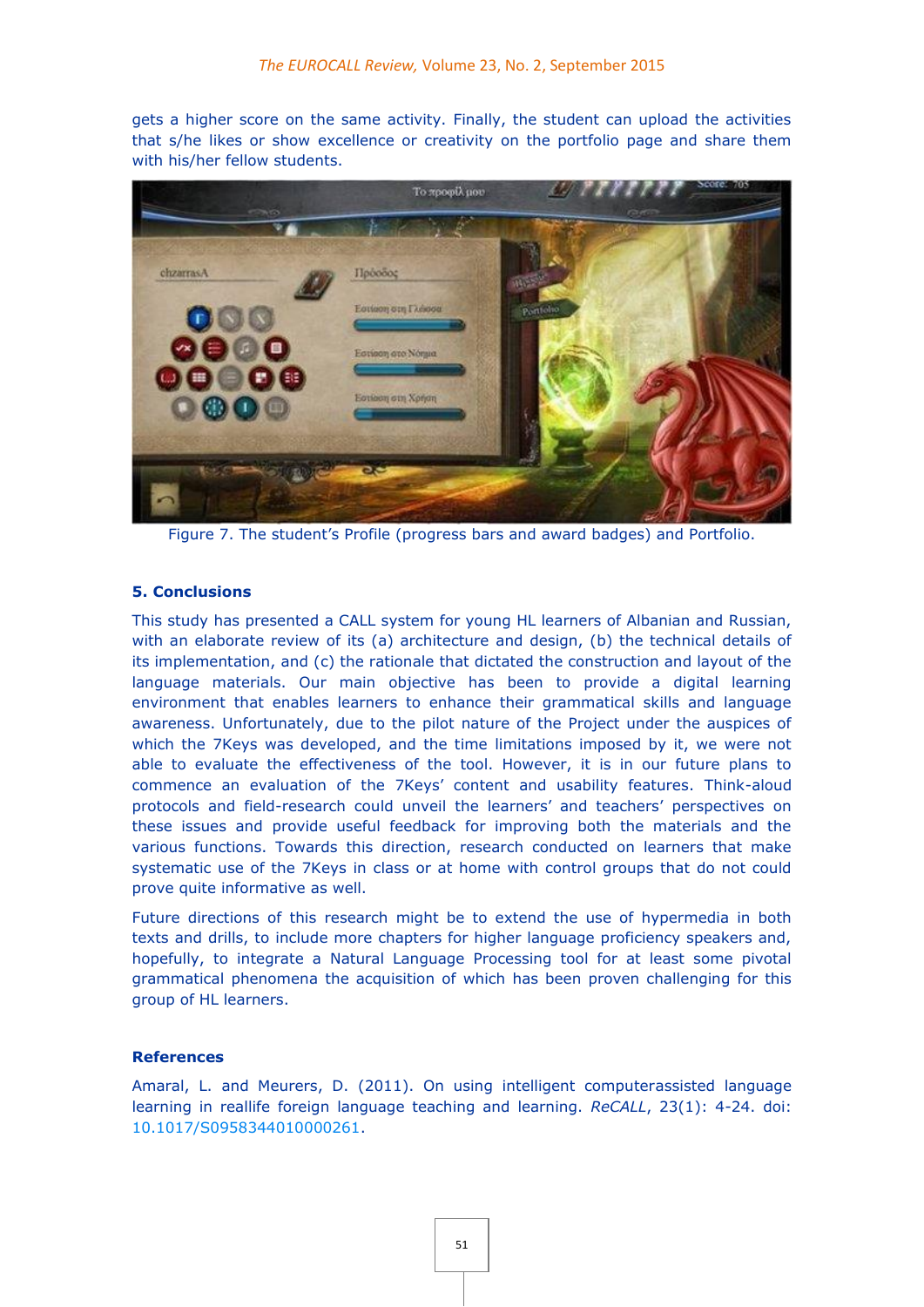gets a higher score on the same activity. Finally, the student can upload the activities that s/he likes or show excellence or creativity on the portfolio page and share them with his/her fellow students.

Figure 7. The student's Profile (progress bars and award badges) and Portfolio.

## 5. Conclusions

This study has presented a CALL system for young HL learners of Albanian and Russian, with an elaborate review of its (a) architecture and design, (b) the technical details of its implementation, and (c) the rationale that dictated the construction and layout of the language materials. Our main objective has been to provide a digital learning environment that enables learners to enhance their grammatical skills and language awareness. Unfortunately, due to the pilot nature of the Project under the auspices of which the 7Keys was developed, and the time limitations imposed by it, we were not able to evaluate the effectiveness of the tool. However, it is in our future plans to commence an evaluation of the 7Keys' content and usability features. Think-aloud protocols and field-research could unveil the learners' and teachers' perspectives on these issues and provide useful feedback for improving both the materials and the various functions. Towards this direction, research conducted on learners that make systematic use of the 7Keys in class or at home with control groups that do not could prove quite informative as well.

Future directions of this research might be to extend the use of hypermedia in both texts and drills, to include more chapters for higher language proficiency speakers and, hopefully, to integrate a Natural Language Processing tool for at least some pivotal grammatical phenomena the acquisition of which has been proven challenging for this group of HL learners.

## References

Amaral, L. and Meurers, D. (2011). On using intelligent computerassisted language learning in reallife foreign language teaching and learning. *ReCALL*, 23(1): 4-24. doi: 10.1017/S0958344010000261.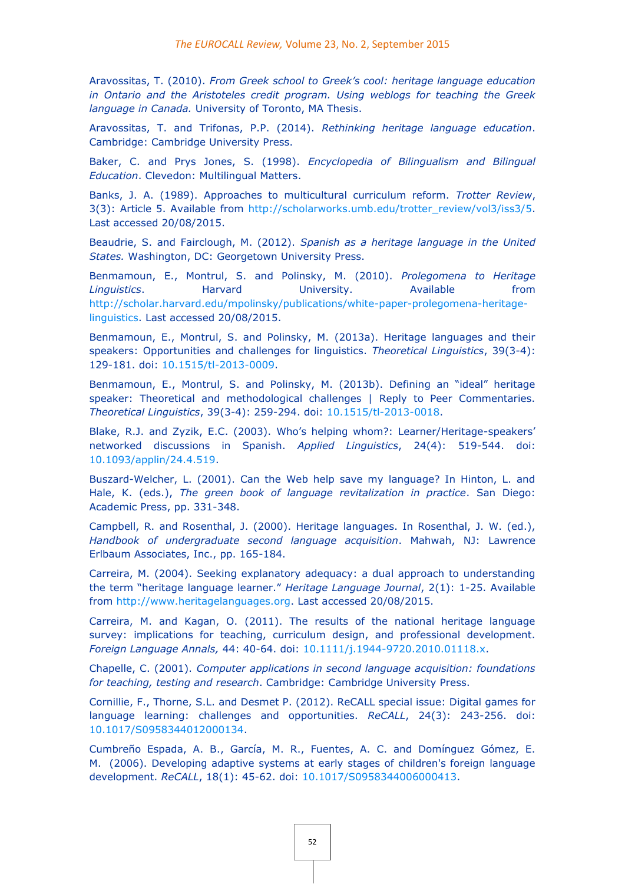Aravossitas, T. (2010). *From Greek school to Greek's cool: heritage language education in Ontario and the Aristoteles credit program. Using weblogs for teaching the Greek language in Canada.* University of Toronto, MA Thesis.

Aravossitas, T. and Trifonas, P.P. (2014). *Rethinking heritage language education*. Cambridge: Cambridge University Press.

Baker, C. and Prys Jones, S. (1998). *Encyclopedia of Bilingualism and Bilingual Education*. Clevedon: Multilingual Matters.

Banks, J. A. (1989). Approaches to multicultural curriculum reform. *Trotter Review*, 3(3): Article 5. Available from http://scholarworks.umb.edu/trotter_review/vol3/iss3/5. Last accessed 20/08/2015.

Beaudrie, S. and Fairclough, M. (2012). *Spanish as a heritage language in the United States.* Washington, DC: Georgetown University Press.

Benmamoun, E., Montrul, S. and Polinsky, M. (2010). *Prolegomena to Heritage Linguistics*. Harvard University. Available from http://scholar.harvard.edu/mpolinsky/publications/white-paper-prolegomena-heritage-linguistics. Last accessed 20/08/2015.

Benmamoun, E., Montrul, S. and Polinsky, M. (2013a). Heritage languages and their speakers: Opportunities and challenges for linguistics. *Theoretical Linguistics*, 39(3-4): 129-181. doi: 10.1515/tl-2013-0009.

Benmamoun, E., Montrul, S. and Polinsky, M. (2013b). Defining an "ideal" heritage speaker: Theoretical and methodological challenges | Reply to Peer Commentaries. *Theoretical Linguistics*, 39(3-4): 259-294. doi: 10.1515/tl-2013-0018.

Blake, R.J. and Zyzik, E.C. (2003). Who's helping whom?: Learner/Heritage-speakers' networked discussions in Spanish. *Applied Linguistics*, 24(4): 519-544. doi: 10.1093/applin/24.4.519.

Buszard-Welcher, L. (2001). Can the Web help save my language? In Hinton, L. and Hale, K. (eds.), *The green book of language revitalization in practice*. San Diego: Academic Press, pp. 331-348.

Campbell, R. and Rosenthal, J. (2000). Heritage languages. In Rosenthal, J. W. (ed.), *Handbook of undergraduate second language acquisition*. Mahwah, NJ: Lawrence Erlbaum Associates, Inc., pp. 165-184.

Carreira, M. (2004). Seeking explanatory adequacy: a dual approach to understanding the term "heritage language learner." *Heritage Language Journal*, 2(1): 1-25. Available from http://www.heritagelanguages.org. Last accessed 20/08/2015.

Carreira, M. and Kagan, O. (2011). The results of the national heritage language survey: implications for teaching, curriculum design, and professional development. *Foreign Language Annals,* 44: 40-64. doi: 10.1111/j.1944-9720.2010.01118.x.

Chapelle, C. (2001). *Computer applications in second language acquisition: foundations for teaching, testing and research*. Cambridge: Cambridge University Press.

Cornillie, F., Thorne, S.L. and Desmet P. (2012). ReCALL special issue: Digital games for language learning: challenges and opportunities. *ReCALL*, 24(3): 243-256. doi: 10.1017/S0958344012000134.

Cumbreño Espada, A. B., García, M. R., Fuentes, A. C. and Domínguez Gómez, E. M. (2006). Developing adaptive systems at early stages of children's foreign language development. *ReCALL*, 18(1): 45-62. doi: 10.1017/S0958344006000413.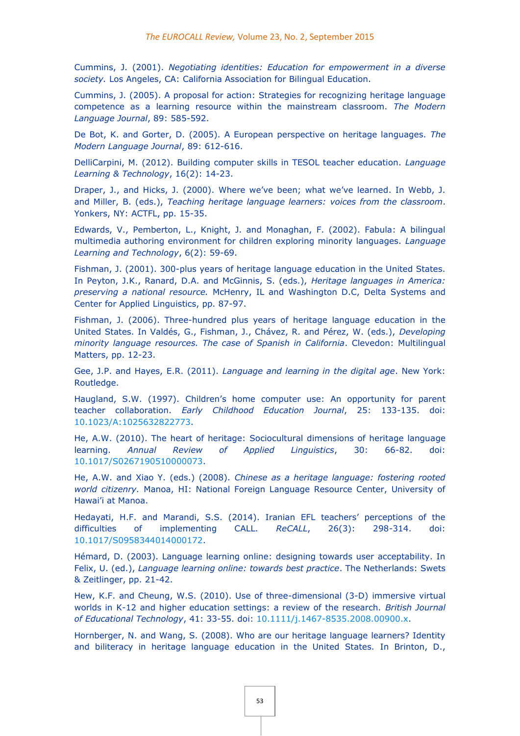Cummins, J. (2001). *Negotiating identities: Education for empowerment in a diverse society.* Los Angeles, CA: California Association for Bilingual Education.

Cummins, J. (2005). A proposal for action: Strategies for recognizing heritage language competence as a learning resource within the mainstream classroom. *The Modern Language Journal*, 89: 585-592.

De Bot, K. and Gorter, D. (2005). A European perspective on heritage languages. *The Modern Language Journal*, 89: 612-616.

DelliCarpini, M. (2012). Building computer skills in TESOL teacher education. *Language Learning & Technology*, 16(2): 14-23.

Draper, J., and Hicks, J. (2000). Where we've been; what we've learned. In Webb, J. and Miller, B. (eds.), *Teaching heritage language learners: voices from the classroom*. Yonkers, NY: ACTFL, pp. 15-35.

Edwards, V., Pemberton, L., Knight, J. and Monaghan, F. (2002). Fabula: A bilingual multimedia authoring environment for children exploring minority languages. *Language Learning and Technology*, 6(2): 59-69.

Fishman, J. (2001). 300-plus years of heritage language education in the United States. In Peyton, J.K., Ranard, D.A. and McGinnis, S. (eds.), *Heritage languages in America: preserving a national resource.* McHenry, IL and Washington D.C, Delta Systems and Center for Applied Linguistics, pp. 87-97.

Fishman, J. (2006). Three-hundred plus years of heritage language education in the United States. In Valdés, G., Fishman, J., Chávez, R. and Pérez, W. (eds.), *Developing minority language resources. The case of Spanish in California*. Clevedon: Multilingual Matters, pp. 12-23.

Gee, J.P. and Hayes, E.R. (2011). *Language and learning in the digital age*. New York: Routledge.

Haugland, S.W. (1997). Children's home computer use: An opportunity for parent teacher collaboration. *Early Childhood Education Journal*, 25: 133-135. doi: 10.1023/A:1025632822773.

He, A.W. (2010). The heart of heritage: Sociocultural dimensions of heritage language learning. *Annual Review of Applied Linguistics*, 30: 66-82. doi: 10.1017/S0267190510000073.

He, A.W. and Xiao Y. (eds.) (2008). *Chinese as a heritage language: fostering rooted world citizenry.* Manoa, HI: National Foreign Language Resource Center, University of Hawai'i at Manoa.

Hedayati, H.F. and Marandi, S.S. (2014). Iranian EFL teachers' perceptions of the difficulties of implementing CALL. *ReCALL*, 26(3): 298-314. doi: 10.1017/S0958344014000172.

Hémard, D. (2003). Language learning online: designing towards user acceptability. In Felix, U. (ed.), *Language learning online: towards best practice*. The Netherlands: Swets & Zeitlinger, pp. 21-42.

Hew, K.F. and Cheung, W.S. (2010). Use of three-dimensional (3-D) immersive virtual worlds in K-12 and higher education settings: a review of the research. *British Journal of Educational Technology*, 41: 33-55. doi: 10.1111/j.1467-8535.2008.00900.x.

Hornberger, N. and Wang, S. (2008). Who are our heritage language learners? Identity and biliteracy in heritage language education in the United States. In Brinton, D.,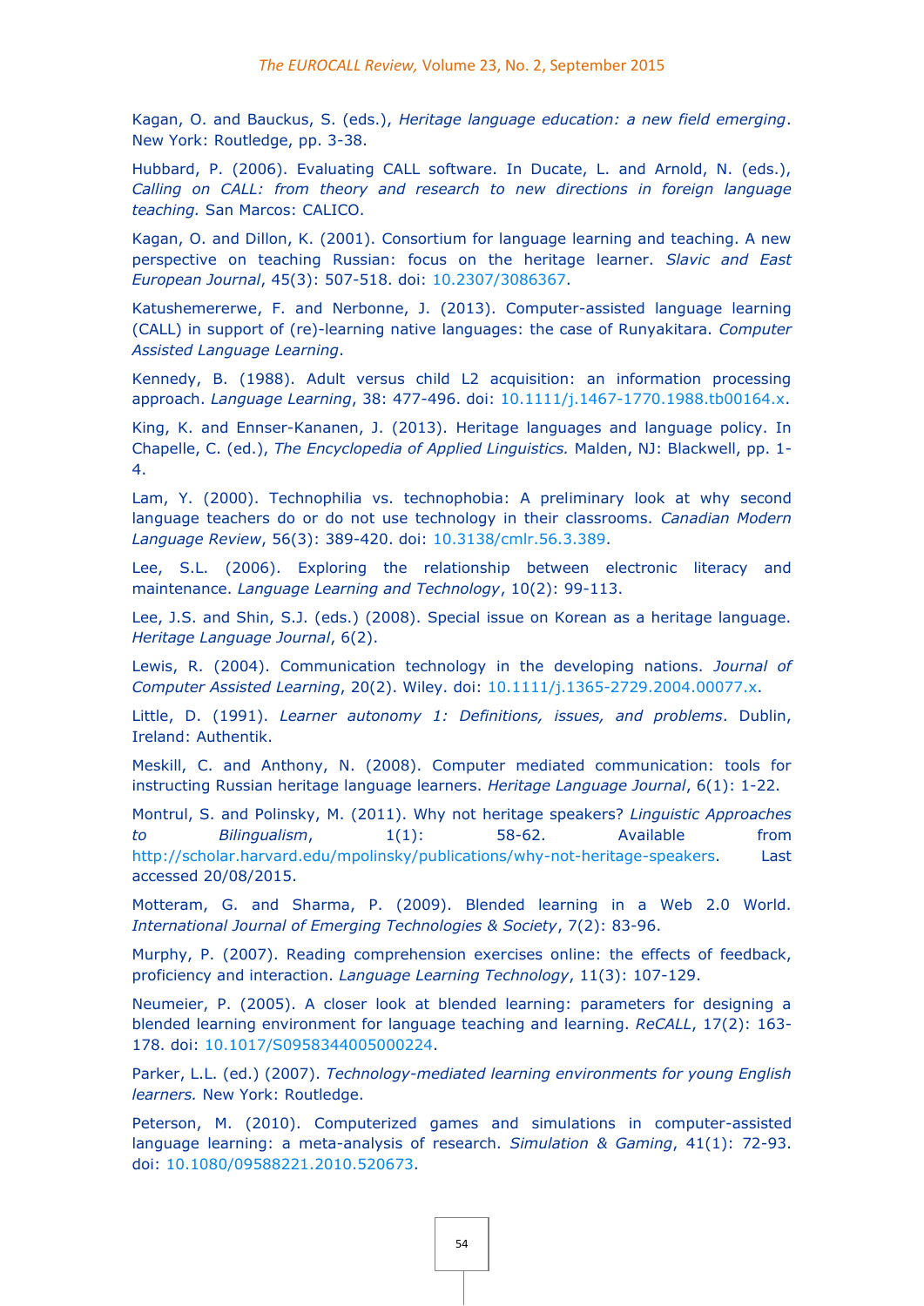Kagan, O. and Bauckus, S. (eds.), *Heritage language education: a new field emerging*. New York: Routledge, pp. 3-38.

Hubbard, P. (2006). Evaluating CALL software. In Ducate, L. and Arnold, N. (eds.), *Calling on CALL: from theory and research to new directions in foreign language teaching.* San Marcos: CALICO.

Kagan, O. and Dillon, K. (2001). Consortium for language learning and teaching. A new perspective on teaching Russian: focus on the heritage learner. *Slavic and East European Journal*, 45(3): 507-518. doi: 10.2307/3086367.

Katushemererwe, F. and Nerbonne, J. (2013). Computer-assisted language learning (CALL) in support of (re)-learning native languages: the case of Runyakitara. *Computer Assisted Language Learning*.

Kennedy, B. (1988). Adult versus child L2 acquisition: an information processing approach. *Language Learning*, 38: 477-496. doi: 10.1111/j.1467-1770.1988.tb00164.x.

King, K. and Ennser-Kananen, J. (2013). Heritage languages and language policy. In Chapelle, C. (ed.), *The Encyclopedia of Applied Linguistics.* Malden, NJ: Blackwell, pp. 1-4.

Lam, Y. (2000). Technophilia vs. technophobia: A preliminary look at why second language teachers do or do not use technology in their classrooms. *Canadian Modern Language Review*, 56(3): 389-420. doi: 10.3138/cmlr.56.3.389.

Lee, S.L. (2006). Exploring the relationship between electronic literacy and maintenance. *Language Learning and Technology*, 10(2): 99-113.

Lee, J.S. and Shin, S.J. (eds.) (2008). Special issue on Korean as a heritage language. *Heritage Language Journal*, 6(2).

Lewis, R. (2004). Communication technology in the developing nations. *Journal of Computer Assisted Learning*, 20(2). Wiley. doi: 10.1111/j.1365-2729.2004.00077.x.

Little, D. (1991). *Learner autonomy 1: Definitions, issues, and problems*. Dublin, Ireland: Authentik.

Meskill, C. and Anthony, N. (2008). Computer mediated communication: tools for instructing Russian heritage language learners. *Heritage Language Journal*, 6(1): 1-22.

Montrul, S. and Polinsky, M. (2011). Why not heritage speakers? *Linguistic Approaches to Bilingualism*, 1(1): 58-62. Available from http://scholar.harvard.edu/mpolinsky/publications/why-not-heritage-speakers. Last accessed 20/08/2015.

Motteram, G. and Sharma, P. (2009). Blended learning in a Web 2.0 World. *International Journal of Emerging Technologies & Society*, 7(2): 83-96.

Murphy, P. (2007). Reading comprehension exercises online: the effects of feedback, proficiency and interaction. *Language Learning Technology*, 11(3): 107-129.

Neumeier, P. (2005). A closer look at blended learning: parameters for designing a blended learning environment for language teaching and learning. *ReCALL*, 17(2): 163-178. doi: 10.1017/S0958344005000224.

Parker, L.L. (ed.) (2007). *Technology-mediated learning environments for young English learners.* New York: Routledge.

Peterson, M. (2010). Computerized games and simulations in computer-assisted language learning: a meta-analysis of research. *Simulation & Gaming*, 41(1): 72-93. doi: 10.1080/09588221.2010.520673.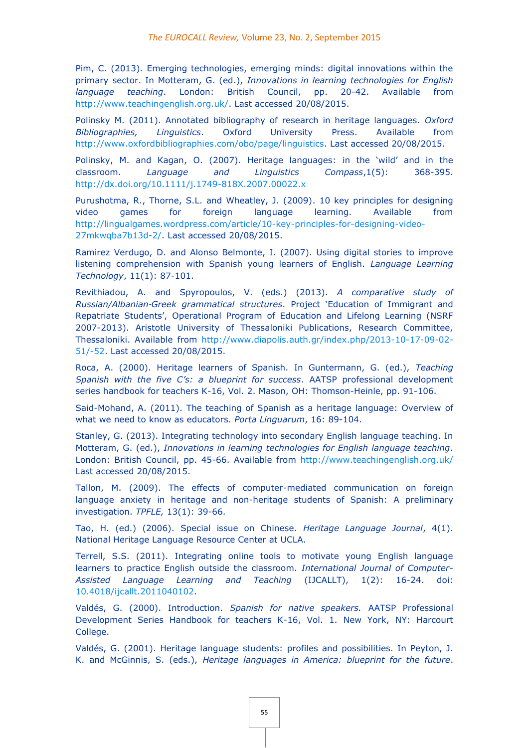Pim, C. (2013). Emerging technologies, emerging minds: digital innovations within the primary sector. In Motteram, G. (ed.), *Innovations in learning technologies for English language teaching*. London: British Council, pp. 20-42. Available from http://www.teachingenglish.org.uk/. Last accessed 20/08/2015.

Polinsky M. (2011). Annotated bibliography of research in heritage languages. *Oxford Bibliographies, Linguistics*. Oxford University Press. Available from http://www.oxfordbibliographies.com/obo/page/linguistics. Last accessed 20/08/2015.

Polinsky, M. and Kagan, O. (2007). Heritage languages: in the 'wild' and in the classroom. *Language and Linguistics Compass*,1(5): 368-395. http://dx.doi.org/10.1111/j.1749-818X.2007.00022.x

Purushotma, R., Thorne, S.L. and Wheatley, J. (2009). 10 key principles for designing video games for foreign language learning. Available from http://lingualgames.wordpress.com/article/10-key-principles-for-designing-video-27mkwqba7b13d-2/. Last accessed 20/08/2015.

Ramirez Verdugo, D. and Alonso Belmonte, I. (2007). Using digital stories to improve listening comprehension with Spanish young learners of English. *Language Learning Technology*, 11(1): 87-101.

Revithiadou, A. and Spyropoulos, V. (eds.) (2013). *A comparative study of Russian/Albanian-Greek grammatical structures*. Project 'Education of Immigrant and Repatriate Students', Operational Program of Education and Lifelong Learning (NSRF 2007-2013). Aristotle University of Thessaloniki Publications, Research Committee, Thessaloniki. Available from http://www.diapolis.auth.gr/index.php/2013-10-17-09-02-51/-52. Last accessed 20/08/2015.

Roca, A. (2000). Heritage learners of Spanish. In Guntermann, G. (ed.), *Teaching Spanish with the five C's: a blueprint for success*. AATSP professional development series handbook for teachers K-16, Vol. 2. Mason, OH: Thomson-Heinle, pp. 91-106.

Said-Mohand, A. (2011). The teaching of Spanish as a heritage language: Overview of what we need to know as educators. *Porta Linguarum*, 16: 89-104.

Stanley, G. (2013). Integrating technology into secondary English language teaching. In Motteram, G. (ed.), *Innovations in learning technologies for English language teaching*. London: British Council, pp. 45-66. Available from http://www.teachingenglish.org.uk/ Last accessed 20/08/2015.

Tallon, M. (2009). The effects of computer-mediated communication on foreign language anxiety in heritage and non-heritage students of Spanish: A preliminary investigation. *TPFLE,* 13(1): 39-66.

Tao, H. (ed.) (2006). Special issue on Chinese. *Heritage Language Journal*, 4(1). National Heritage Language Resource Center at UCLA.

Terrell, S.S. (2011). Integrating online tools to motivate young English language learners to practice English outside the classroom. *International Journal of Computer-Assisted Language Learning and Teaching* (IJCALLT), 1(2): 16-24. doi: 10.4018/ijcallt.2011040102.

Valdés, G. (2000). Introduction. *Spanish for native speakers.* AATSP Professional Development Series Handbook for teachers K-16, Vol. 1. New York, NY: Harcourt College.

Valdés, G. (2001). Heritage language students: profiles and possibilities. In Peyton, J. K. and McGinnis, S. (eds.), *Heritage languages in America: blueprint for the future*.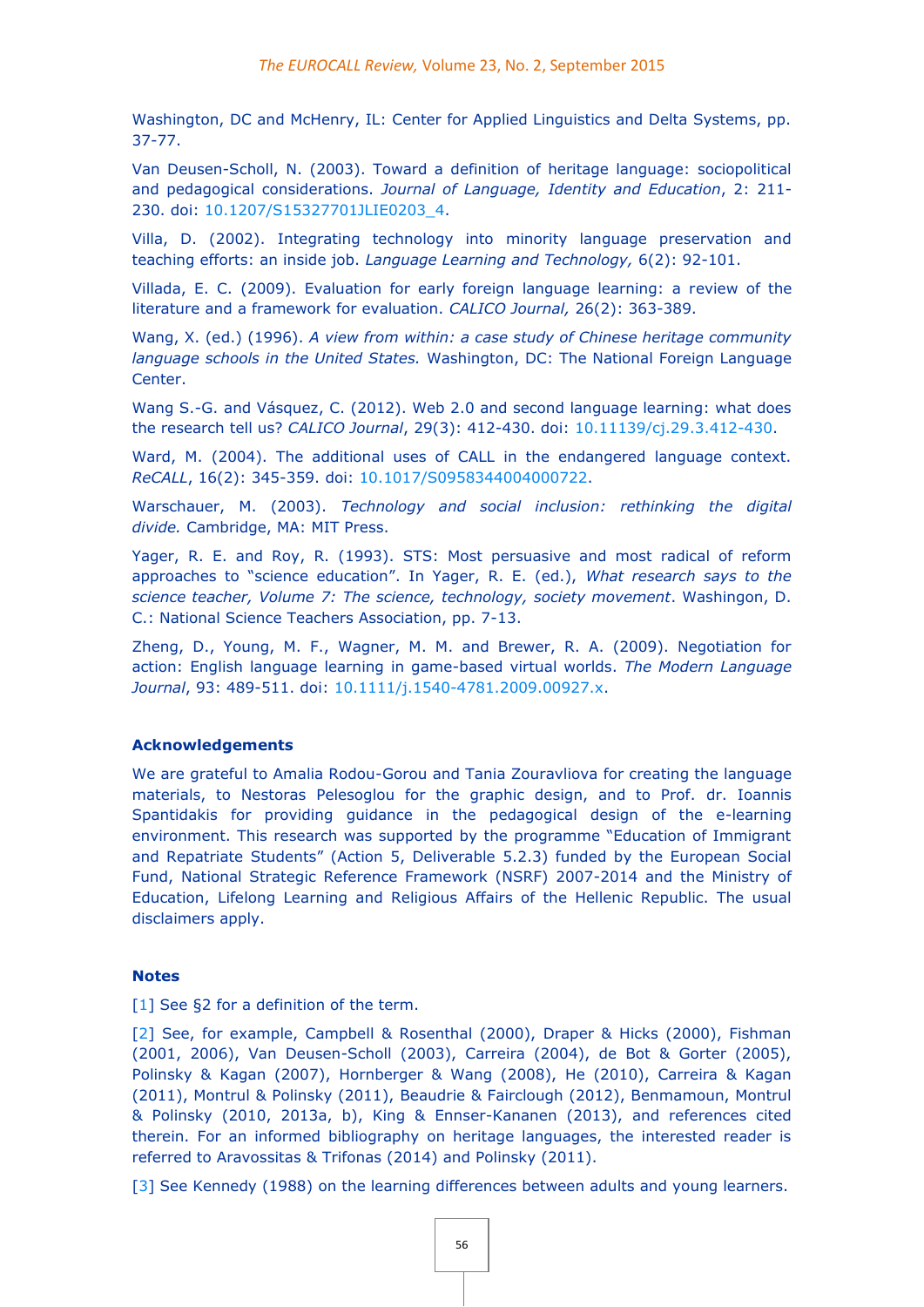Washington, DC and McHenry, IL: Center for Applied Linguistics and Delta Systems, pp. 37-77.

Van Deusen-Scholl, N. (2003). Toward a definition of heritage language: sociopolitical and pedagogical considerations. *Journal of Language, Identity and Education*, 2: 211-230. doi: 10.1207/S15327701JLIE0203_4.

Villa, D. (2002). Integrating technology into minority language preservation and teaching efforts: an inside job. *Language Learning and Technology,* 6(2): 92-101.

Villada, E. C. (2009). Evaluation for early foreign language learning: a review of the literature and a framework for evaluation. *CALICO Journal,* 26(2): 363-389.

Wang, X. (ed.) (1996). *A view from within: a case study of Chinese heritage community language schools in the United States.* Washington, DC: The National Foreign Language Center.

Wang S.-G. and Vásquez, C. (2012). Web 2.0 and second language learning: what does the research tell us? *CALICO Journal*, 29(3): 412-430. doi: 10.11139/cj.29.3.412-430.

Ward, M. (2004). The additional uses of CALL in the endangered language context. *ReCALL*, 16(2): 345-359. doi: 10.1017/S0958344004000722.

Warschauer, M. (2003). *Technology and social inclusion: rethinking the digital divide.* Cambridge, MA: MIT Press.

Yager, R. E. and Roy, R. (1993). STS: Most persuasive and most radical of reform approaches to "science education". In Yager, R. E. (ed.), *What research says to the science teacher, Volume 7: The science, technology, society movement*. Washingon, D. C.: National Science Teachers Association, pp. 7-13.

Zheng, D., Young, M. F., Wagner, M. M. and Brewer, R. A. (2009). Negotiation for action: English language learning in game-based virtual worlds. *The Modern Language Journal*, 93: 489-511. doi: 10.1111/j.1540-4781.2009.00927.x.

### Acknowledgements

We are grateful to Amalia Rodou-Gorou and Tania Zouravliova for creating the language materials, to Nestoras Pelesoglou for the graphic design, and to Prof. dr. Ioannis Spantidakis for providing guidance in the pedagogical design of the e-learning environment. This research was supported by the programme "Education of Immigrant and Repatriate Students" (Action 5, Deliverable 5.2.3) funded by the European Social Fund, National Strategic Reference Framework (NSRF) 2007-2014 and the Ministry of Education, Lifelong Learning and Religious Affairs of the Hellenic Republic. The usual disclaimers apply.

### Notes

[1] See §2 for a definition of the term.

[2] See, for example, Campbell & Rosenthal (2000), Draper & Hicks (2000), Fishman (2001, 2006), Van Deusen-Scholl (2003), Carreira (2004), de Bot & Gorter (2005), Polinsky & Kagan (2007), Hornberger & Wang (2008), He (2010), Carreira & Kagan (2011), Montrul & Polinsky (2011), Beaudrie & Fairclough (2012), Benmamoun, Montrul & Polinsky (2010, 2013a, b), King & Ennser-Kananen (2013), and references cited therein. For an informed bibliography on heritage languages, the interested reader is referred to Aravossitas & Trifonas (2014) and Polinsky (2011).

[3] See Kennedy (1988) on the learning differences between adults and young learners.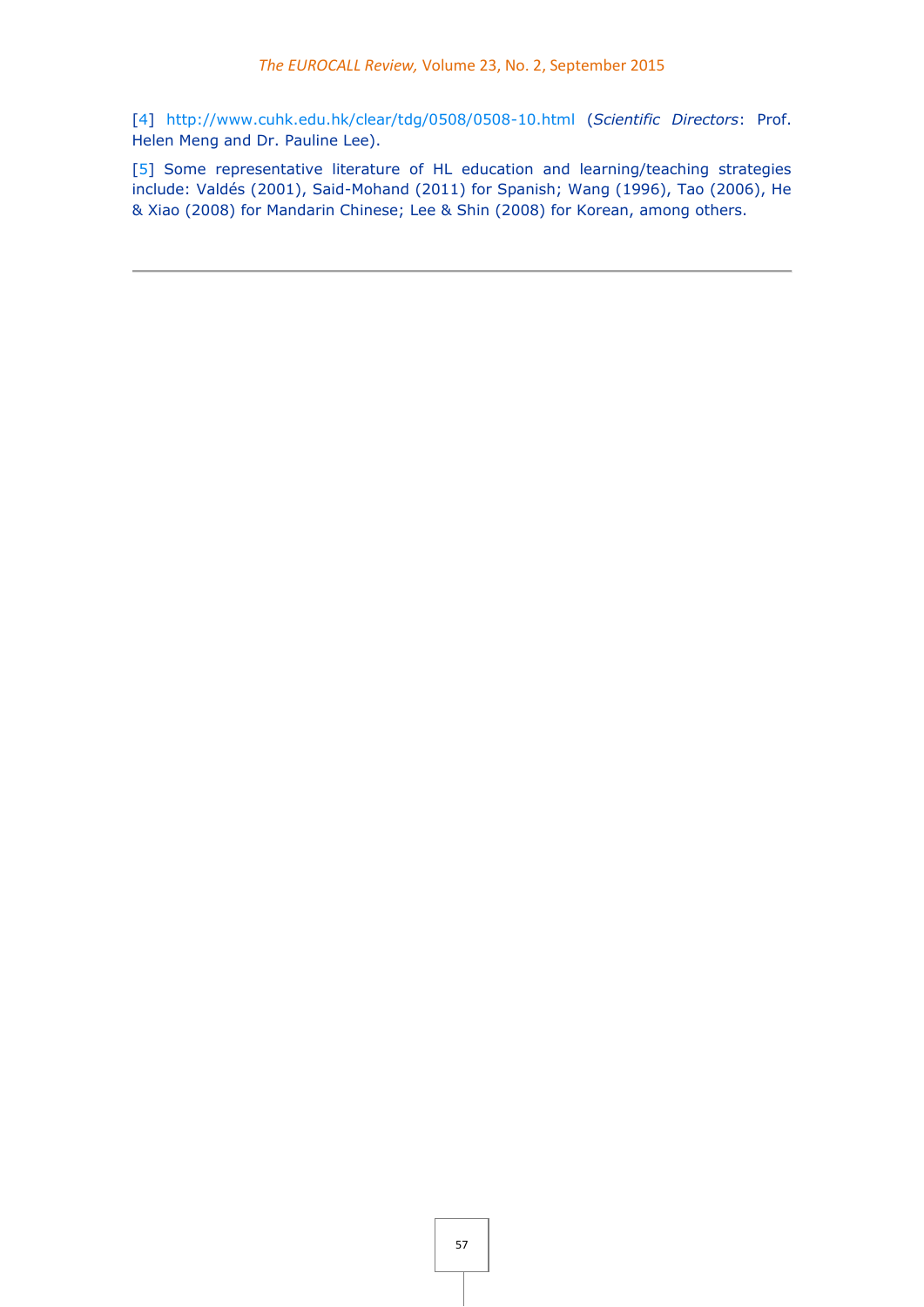[4] http://www.cuhk.edu.hk/clear/tdg/0508/0508-10.html (*Scientific Directors*: Prof. Helen Meng and Dr. Pauline Lee).

[5] Some representative literature of HL education and learning/teaching strategies include: Valdés (2001), Said-Mohand (2011) for Spanish; Wang (1996), Tao (2006), He & Xiao (2008) for Mandarin Chinese; Lee & Shin (2008) for Korean, among others.